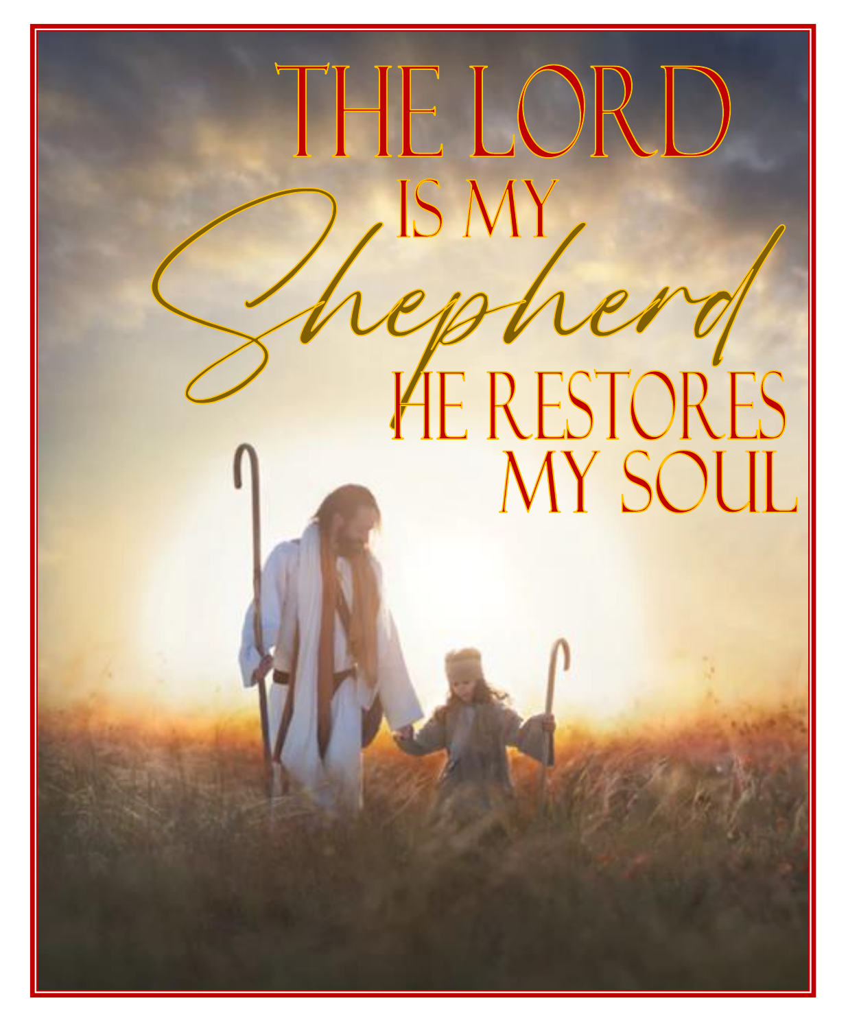# THE LORD IS MY *Shepherd*

## HE RESTORES MY SOUL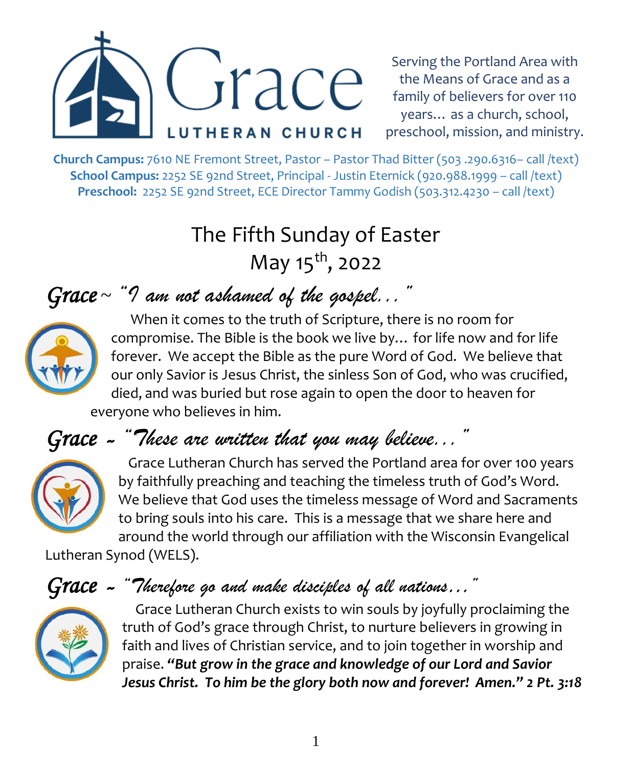# Grace LUTHERAN CHURCH

Serving the Portland Area with the Means of Grace and as a family of believers for over 110 years… as a church, school, preschool, mission, and ministry.

**Church Campus:** 7610 NE Fremont Street, Pastor – Pastor Thad Bitter (503 .290.6316– call /text)
**School Campus:** 2252 SE 92nd Street, Principal - Justin Eternick (920.988.1999 – call /text)
**Preschool:** 2252 SE 92nd Street, ECE Director Tammy Godish (503.312.4230 – call /text)

## The Fifth Sunday of Easter
## May 15th, 2022

### *Grace ~ "I am not ashamed of the gospel…"*

When it comes to the truth of Scripture, there is no room for compromise. The Bible is the book we live by… for life now and for life forever. We accept the Bible as the pure Word of God. We believe that our only Savior is Jesus Christ, the sinless Son of God, who was crucified, died, and was buried but rose again to open the door to heaven for everyone who believes in him.

### *Grace ~ "These are written that you may believe…"*

Grace Lutheran Church has served the Portland area for over 100 years by faithfully preaching and teaching the timeless truth of God's Word. We believe that God uses the timeless message of Word and Sacraments to bring souls into his care. This is a message that we share here and around the world through our affiliation with the Wisconsin Evangelical Lutheran Synod (WELS).

### *Grace ~ "Therefore go and make disciples of all nations…"*

Grace Lutheran Church exists to win souls by joyfully proclaiming the truth of God's grace through Christ, to nurture believers in growing in faith and lives of Christian service, and to join together in worship and praise. ***"But grow in the grace and knowledge of our Lord and Savior Jesus Christ. To him be the glory both now and forever! Amen." 2 Pt. 3:18***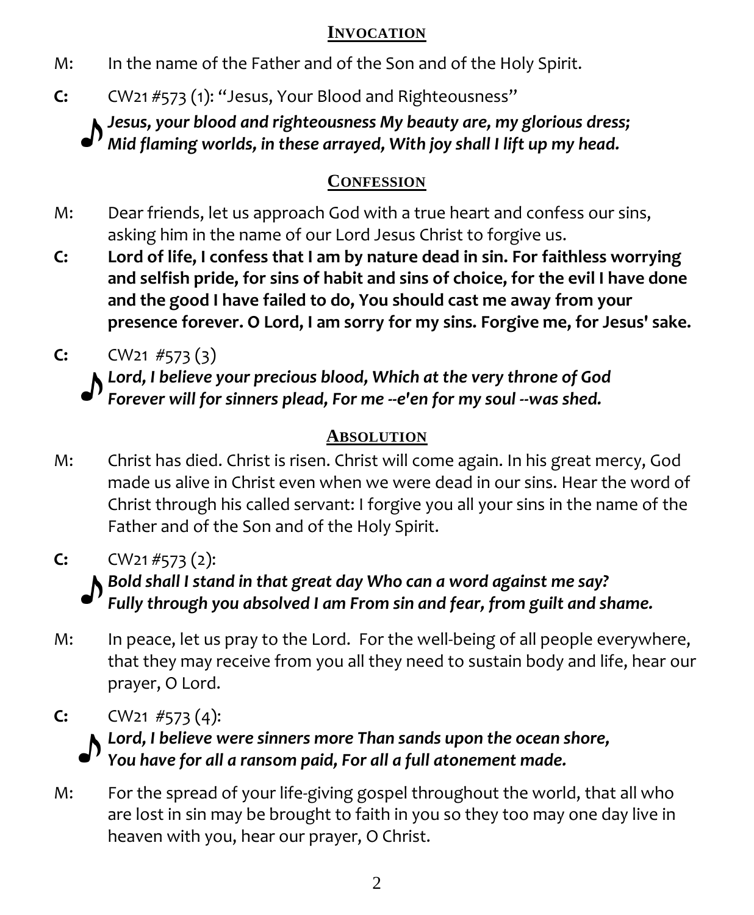## INVOCATION

M: In the name of the Father and of the Son and of the Holy Spirit.

**C:** CW21 #573 (1): "Jesus, Your Blood and Righteousness"

♪ ***Jesus, your blood and righteousness My beauty are, my glorious dress;***
***Mid flaming worlds, in these arrayed, With joy shall I lift up my head.***

## CONFESSION

M: Dear friends, let us approach God with a true heart and confess our sins, asking him in the name of our Lord Jesus Christ to forgive us.

**C: Lord of life, I confess that I am by nature dead in sin. For faithless worrying and selfish pride, for sins of habit and sins of choice, for the evil I have done and the good I have failed to do, You should cast me away from your presence forever. O Lord, I am sorry for my sins. Forgive me, for Jesus' sake.**

**C:** CW21 #573 (3)

♪ ***Lord, I believe your precious blood, Which at the very throne of God***
***Forever will for sinners plead, For me --e'en for my soul --was shed.***

## ABSOLUTION

M: Christ has died. Christ is risen. Christ will come again. In his great mercy, God made us alive in Christ even when we were dead in our sins. Hear the word of Christ through his called servant: I forgive you all your sins in the name of the Father and of the Son and of the Holy Spirit.

**C:** CW21 #573 (2):

♪ ***Bold shall I stand in that great day Who can a word against me say?***
***Fully through you absolved I am From sin and fear, from guilt and shame.***

M: In peace, let us pray to the Lord. For the well-being of all people everywhere, that they may receive from you all they need to sustain body and life, hear our prayer, O Lord.

**C:** CW21 #573 (4):

♪ ***Lord, I believe were sinners more Than sands upon the ocean shore,***
***You have for all a ransom paid, For all a full atonement made.***

M: For the spread of your life-giving gospel throughout the world, that all who are lost in sin may be brought to faith in you so they too may one day live in heaven with you, hear our prayer, O Christ.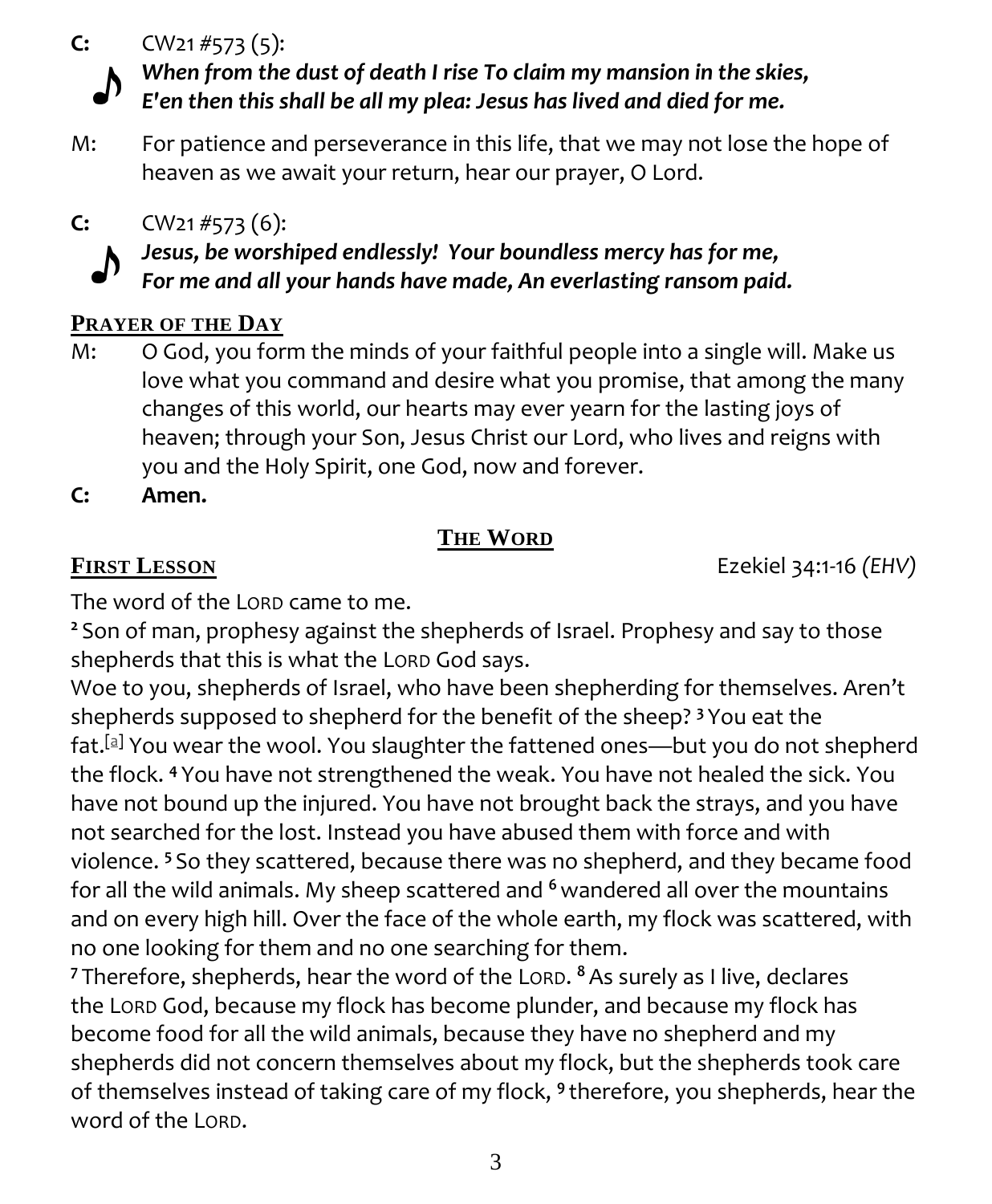**C:** CW21 #573 (5):

♪ ***When from the dust of death I rise To claim my mansion in the skies, E'en then this shall be all my plea: Jesus has lived and died for me.***

M: For patience and perseverance in this life, that we may not lose the hope of heaven as we await your return, hear our prayer, O Lord.

**C:** CW21 #573 (6):

♪ ***Jesus, be worshiped endlessly! Your boundless mercy has for me, For me and all your hands have made, An everlasting ransom paid.***

## PRAYER OF THE DAY

M: O God, you form the minds of your faithful people into a single will. Make us love what you command and desire what you promise, that among the many changes of this world, our hearts may ever yearn for the lasting joys of heaven; through your Son, Jesus Christ our Lord, who lives and reigns with you and the Holy Spirit, one God, now and forever.

**C: Amen.**

# THE WORD

## FIRST LESSON

Ezekiel 34:1-16 *(EHV)*

The word of the LORD came to me.

² Son of man, prophesy against the shepherds of Israel. Prophesy and say to those shepherds that this is what the LORD God says.

Woe to you, shepherds of Israel, who have been shepherding for themselves. Aren't shepherds supposed to shepherd for the benefit of the sheep? ³ You eat the fat.[a] You wear the wool. You slaughter the fattened ones—but you do not shepherd the flock. ⁴ You have not strengthened the weak. You have not healed the sick. You have not bound up the injured. You have not brought back the strays, and you have not searched for the lost. Instead you have abused them with force and with violence. ⁵ So they scattered, because there was no shepherd, and they became food for all the wild animals. My sheep scattered and ⁶ wandered all over the mountains and on every high hill. Over the face of the whole earth, my flock was scattered, with no one looking for them and no one searching for them.

⁷ Therefore, shepherds, hear the word of the LORD. ⁸ As surely as I live, declares the LORD God, because my flock has become plunder, and because my flock has become food for all the wild animals, because they have no shepherd and my shepherds did not concern themselves about my flock, but the shepherds took care of themselves instead of taking care of my flock, ⁹ therefore, you shepherds, hear the word of the LORD.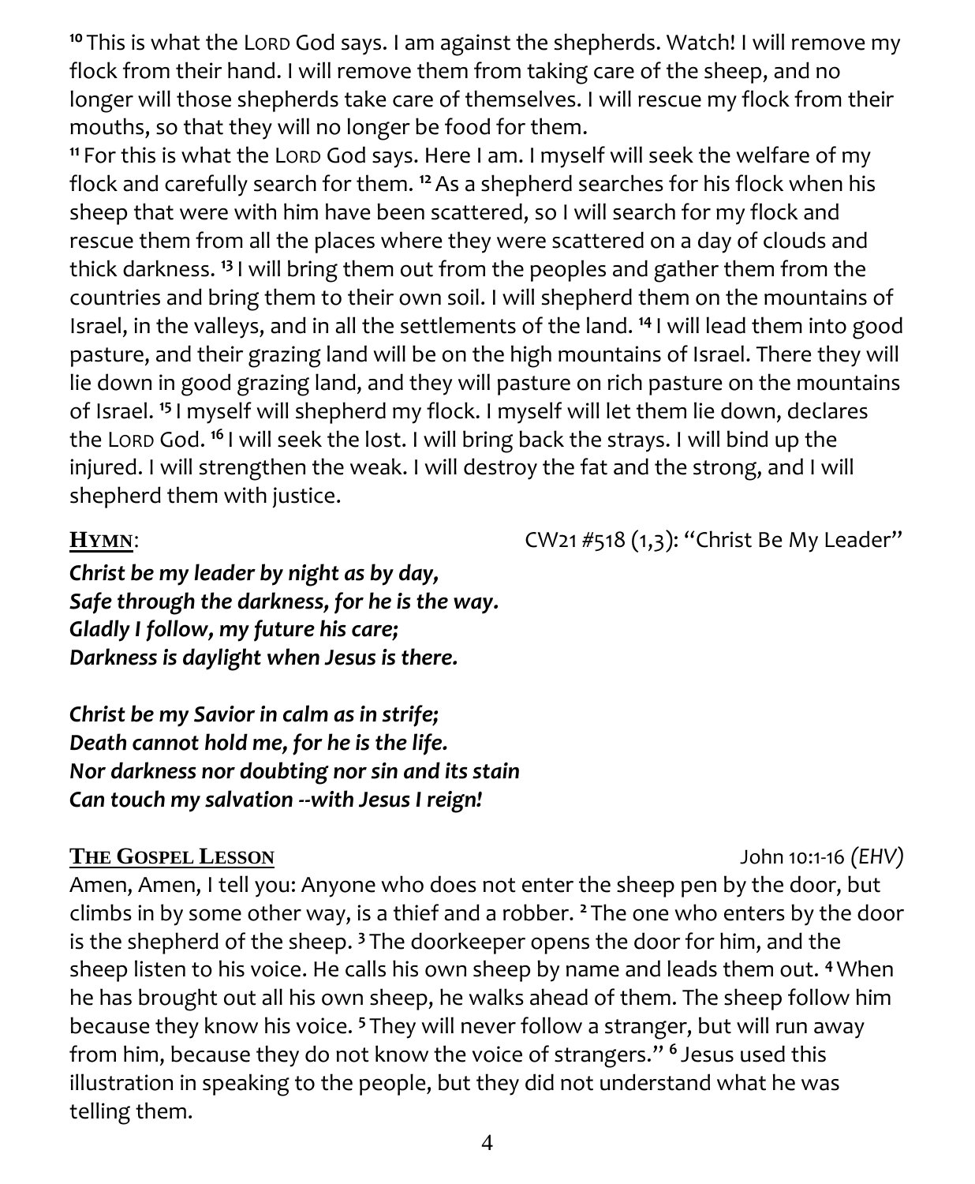[10] This is what the LORD God says. I am against the shepherds. Watch! I will remove my flock from their hand. I will remove them from taking care of the sheep, and no longer will those shepherds take care of themselves. I will rescue my flock from their mouths, so that they will no longer be food for them.
[11] For this is what the LORD God says. Here I am. I myself will seek the welfare of my flock and carefully search for them. [12] As a shepherd searches for his flock when his sheep that were with him have been scattered, so I will search for my flock and rescue them from all the places where they were scattered on a day of clouds and thick darkness. [13] I will bring them out from the peoples and gather them from the countries and bring them to their own soil. I will shepherd them on the mountains of Israel, in the valleys, and in all the settlements of the land. [14] I will lead them into good pasture, and their grazing land will be on the high mountains of Israel. There they will lie down in good grazing land, and they will pasture on rich pasture on the mountains of Israel. [15] I myself will shepherd my flock. I myself will let them lie down, declares the LORD God. [16] I will seek the lost. I will bring back the strays. I will bind up the injured. I will strengthen the weak. I will destroy the fat and the strong, and I will shepherd them with justice.

**HYMN**: CW21 #518 (1,3): "Christ Be My Leader"

***Christ be my leader by night as by day,***
***Safe through the darkness, for he is the way.***
***Gladly I follow, my future his care;***
***Darkness is daylight when Jesus is there.***

***Christ be my Savior in calm as in strife;***
***Death cannot hold me, for he is the life.***
***Nor darkness nor doubting nor sin and its stain***
***Can touch my salvation --with Jesus I reign!***

**THE GOSPEL LESSON** John 10:1-16 *(EHV)*

Amen, Amen, I tell you: Anyone who does not enter the sheep pen by the door, but climbs in by some other way, is a thief and a robber. [2] The one who enters by the door is the shepherd of the sheep. [3] The doorkeeper opens the door for him, and the sheep listen to his voice. He calls his own sheep by name and leads them out. [4] When he has brought out all his own sheep, he walks ahead of them. The sheep follow him because they know his voice. [5] They will never follow a stranger, but will run away from him, because they do not know the voice of strangers." [6] Jesus used this illustration in speaking to the people, but they did not understand what he was telling them.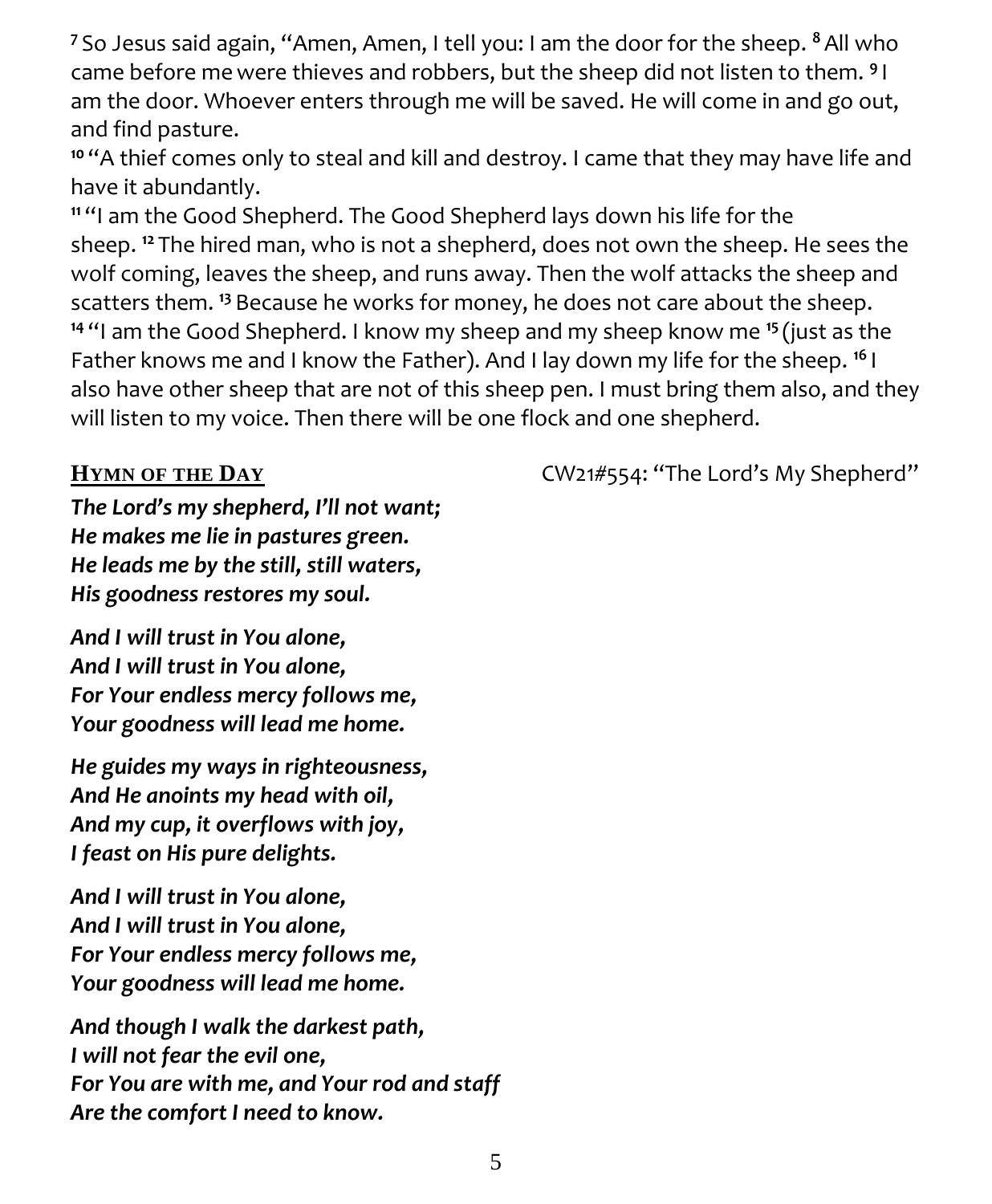[7] So Jesus said again, "Amen, Amen, I tell you: I am the door for the sheep. [8] All who came before me were thieves and robbers, but the sheep did not listen to them. [9] I am the door. Whoever enters through me will be saved. He will come in and go out, and find pasture.

[10] "A thief comes only to steal and kill and destroy. I came that they may have life and have it abundantly.

[11] "I am the Good Shepherd. The Good Shepherd lays down his life for the sheep. [12] The hired man, who is not a shepherd, does not own the sheep. He sees the wolf coming, leaves the sheep, and runs away. Then the wolf attacks the sheep and scatters them. [13] Because he works for money, he does not care about the sheep. [14] "I am the Good Shepherd. I know my sheep and my sheep know me [15] (just as the Father knows me and I know the Father). And I lay down my life for the sheep. [16] I also have other sheep that are not of this sheep pen. I must bring them also, and they will listen to my voice. Then there will be one flock and one shepherd.

**HYMN OF THE DAY** CW21#554: "The Lord's My Shepherd"

***The Lord's my shepherd, I'll not want;***
***He makes me lie in pastures green.***
***He leads me by the still, still waters,***
***His goodness restores my soul.***

***And I will trust in You alone,***
***And I will trust in You alone,***
***For Your endless mercy follows me,***
***Your goodness will lead me home.***

***He guides my ways in righteousness,***
***And He anoints my head with oil,***
***And my cup, it overflows with joy,***
***I feast on His pure delights.***

***And I will trust in You alone,***
***And I will trust in You alone,***
***For Your endless mercy follows me,***
***Your goodness will lead me home.***

***And though I walk the darkest path,***
***I will not fear the evil one,***
***For You are with me, and Your rod and staff***
***Are the comfort I need to know.***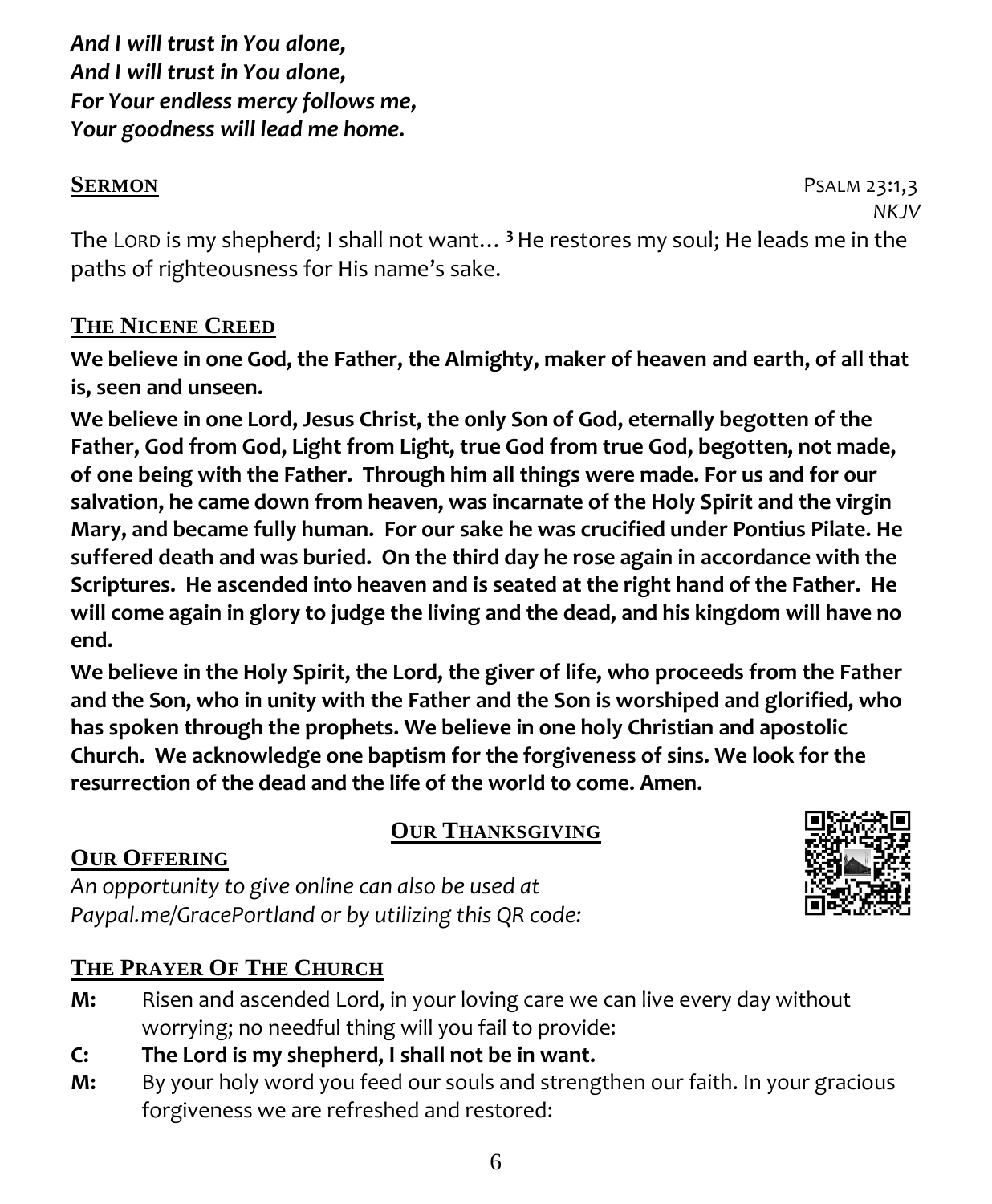***And I will trust in You alone,***
***And I will trust in You alone,***
***For Your endless mercy follows me,***
***Your goodness will lead me home.***

## **SERMON**

PSALM 23:1,3 *NKJV*

The LORD is my shepherd; I shall not want… [3] He restores my soul; He leads me in the paths of righteousness for His name's sake.

## **THE NICENE CREED**

**We believe in one God, the Father, the Almighty, maker of heaven and earth, of all that is, seen and unseen.**

**We believe in one Lord, Jesus Christ, the only Son of God, eternally begotten of the Father, God from God, Light from Light, true God from true God, begotten, not made, of one being with the Father. Through him all things were made. For us and for our salvation, he came down from heaven, was incarnate of the Holy Spirit and the virgin Mary, and became fully human. For our sake he was crucified under Pontius Pilate. He suffered death and was buried. On the third day he rose again in accordance with the Scriptures. He ascended into heaven and is seated at the right hand of the Father. He will come again in glory to judge the living and the dead, and his kingdom will have no end.**

**We believe in the Holy Spirit, the Lord, the giver of life, who proceeds from the Father and the Son, who in unity with the Father and the Son is worshiped and glorified, who has spoken through the prophets. We believe in one holy Christian and apostolic Church. We acknowledge one baptism for the forgiveness of sins. We look for the resurrection of the dead and the life of the world to come. Amen.**

## **OUR THANKSGIVING**

## **OUR OFFERING**

*An opportunity to give online can also be used at Paypal.me/GracePortland or by utilizing this QR code:*

## **THE PRAYER OF THE CHURCH**

**M:** Risen and ascended Lord, in your loving care we can live every day without worrying; no needful thing will you fail to provide:

**C: The Lord is my shepherd, I shall not be in want.**

**M:** By your holy word you feed our souls and strengthen our faith. In your gracious forgiveness we are refreshed and restored: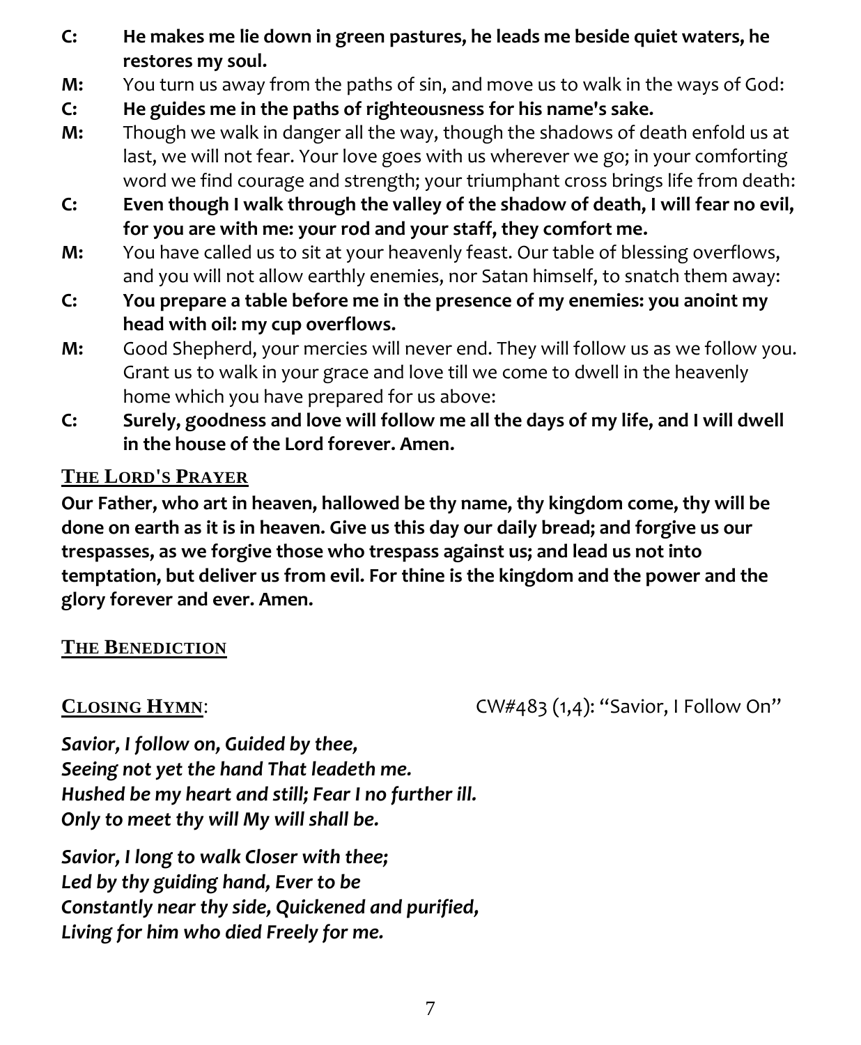**C:** **He makes me lie down in green pastures, he leads me beside quiet waters, he restores my soul.**

**M:** You turn us away from the paths of sin, and move us to walk in the ways of God:

**C:** **He guides me in the paths of righteousness for his name's sake.**

**M:** Though we walk in danger all the way, though the shadows of death enfold us at last, we will not fear. Your love goes with us wherever we go; in your comforting word we find courage and strength; your triumphant cross brings life from death:

**C:** **Even though I walk through the valley of the shadow of death, I will fear no evil, for you are with me: your rod and your staff, they comfort me.**

**M:** You have called us to sit at your heavenly feast. Our table of blessing overflows, and you will not allow earthly enemies, nor Satan himself, to snatch them away:

**C:** **You prepare a table before me in the presence of my enemies: you anoint my head with oil: my cup overflows.**

**M:** Good Shepherd, your mercies will never end. They will follow us as we follow you. Grant us to walk in your grace and love till we come to dwell in the heavenly home which you have prepared for us above:

**C:** **Surely, goodness and love will follow me all the days of my life, and I will dwell in the house of the Lord forever. Amen.**

## THE LORD'S PRAYER

**Our Father, who art in heaven, hallowed be thy name, thy kingdom come, thy will be done on earth as it is in heaven. Give us this day our daily bread; and forgive us our trespasses, as we forgive those who trespass against us; and lead us not into temptation, but deliver us from evil. For thine is the kingdom and the power and the glory forever and ever. Amen.**

## THE BENEDICTION

## CLOSING HYMN: CW#483 (1,4): "Savior, I Follow On"

***Savior, I follow on, Guided by thee,***
***Seeing not yet the hand That leadeth me.***
***Hushed be my heart and still; Fear I no further ill.***
***Only to meet thy will My will shall be.***

***Savior, I long to walk Closer with thee;***
***Led by thy guiding hand, Ever to be***
***Constantly near thy side, Quickened and purified,***
***Living for him who died Freely for me.***